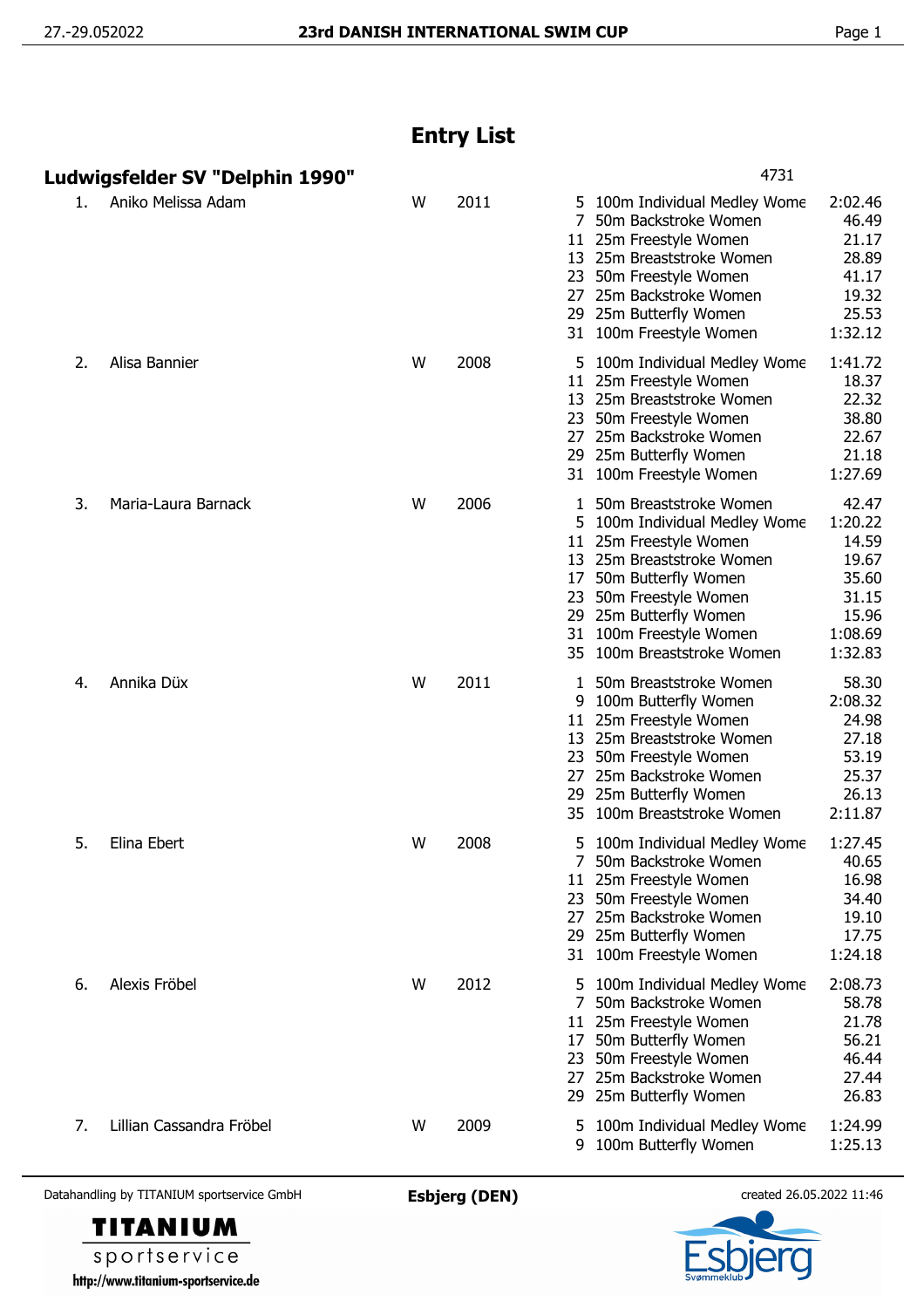# Entry List

## Ludwigsfelder SV "Delphin 1990"

4731

| No. | Name | Sex | Year | Event | Discipline | Entry Time |
|---|---|---|---|---|---|---|
| 1. | Aniko Melissa Adam | W | 2011 | 5 | 100m Individual Medley Wome | 2:02.46 |
| | | | | 7 | 50m Backstroke Women | 46.49 |
| | | | | 11 | 25m Freestyle Women | 21.17 |
| | | | | 13 | 25m Breaststroke Women | 28.89 |
| | | | | 23 | 50m Freestyle Women | 41.17 |
| | | | | 27 | 25m Backstroke Women | 19.32 |
| | | | | 29 | 25m Butterfly Women | 25.53 |
| | | | | 31 | 100m Freestyle Women | 1:32.12 |
| 2. | Alisa Bannier | W | 2008 | 5 | 100m Individual Medley Wome | 1:41.72 |
| | | | | 11 | 25m Freestyle Women | 18.37 |
| | | | | 13 | 25m Breaststroke Women | 22.32 |
| | | | | 23 | 50m Freestyle Women | 38.80 |
| | | | | 27 | 25m Backstroke Women | 22.67 |
| | | | | 29 | 25m Butterfly Women | 21.18 |
| | | | | 31 | 100m Freestyle Women | 1:27.69 |
| 3. | Maria-Laura Barnack | W | 2006 | 1 | 50m Breaststroke Women | 42.47 |
| | | | | 5 | 100m Individual Medley Wome | 1:20.22 |
| | | | | 11 | 25m Freestyle Women | 14.59 |
| | | | | 13 | 25m Breaststroke Women | 19.67 |
| | | | | 17 | 50m Butterfly Women | 35.60 |
| | | | | 23 | 50m Freestyle Women | 31.15 |
| | | | | 29 | 25m Butterfly Women | 15.96 |
| | | | | 31 | 100m Freestyle Women | 1:08.69 |
| | | | | 35 | 100m Breaststroke Women | 1:32.83 |
| 4. | Annika Düx | W | 2011 | 1 | 50m Breaststroke Women | 58.30 |
| | | | | 9 | 100m Butterfly Women | 2:08.32 |
| | | | | 11 | 25m Freestyle Women | 24.98 |
| | | | | 13 | 25m Breaststroke Women | 27.18 |
| | | | | 23 | 50m Freestyle Women | 53.19 |
| | | | | 27 | 25m Backstroke Women | 25.37 |
| | | | | 29 | 25m Butterfly Women | 26.13 |
| | | | | 35 | 100m Breaststroke Women | 2:11.87 |
| 5. | Elina Ebert | W | 2008 | 5 | 100m Individual Medley Wome | 1:27.45 |
| | | | | 7 | 50m Backstroke Women | 40.65 |
| | | | | 11 | 25m Freestyle Women | 16.98 |
| | | | | 23 | 50m Freestyle Women | 34.40 |
| | | | | 27 | 25m Backstroke Women | 19.10 |
| | | | | 29 | 25m Butterfly Women | 17.75 |
| | | | | 31 | 100m Freestyle Women | 1:24.18 |
| 6. | Alexis Fröbel | W | 2012 | 5 | 100m Individual Medley Wome | 2:08.73 |
| | | | | 7 | 50m Backstroke Women | 58.78 |
| | | | | 11 | 25m Freestyle Women | 21.78 |
| | | | | 17 | 50m Butterfly Women | 56.21 |
| | | | | 23 | 50m Freestyle Women | 46.44 |
| | | | | 27 | 25m Backstroke Women | 27.44 |
| | | | | 29 | 25m Butterfly Women | 26.83 |
| 7. | Lillian Cassandra Fröbel | W | 2009 | 5 | 100m Individual Medley Wome | 1:24.99 |
| | | | | 9 | 100m Butterfly Women | 1:25.13 |

Datahandling by TITANIUM sportservice GmbH — Esbjerg (DEN) — created 26.05.2022 11:46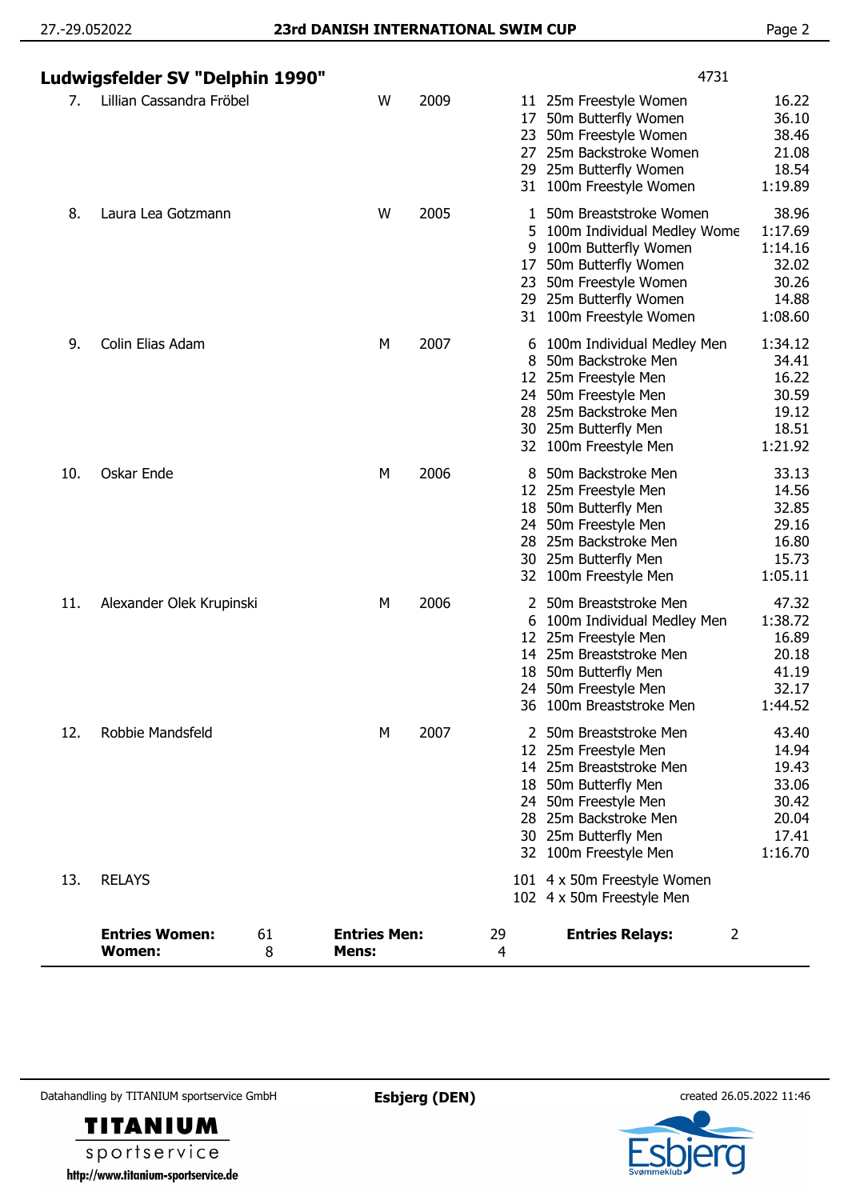## Ludwigsfelder SV "Delphin 1990"

4731

| | | | | | | |
|---|---|---|---|---|---|---|
| 7. | Lillian Cassandra Fröbel | W | 2009 | 11 | 25m Freestyle Women | 16.22 |
| | | | | 17 | 50m Butterfly Women | 36.10 |
| | | | | 23 | 50m Freestyle Women | 38.46 |
| | | | | 27 | 25m Backstroke Women | 21.08 |
| | | | | 29 | 25m Butterfly Women | 18.54 |
| | | | | 31 | 100m Freestyle Women | 1:19.89 |
| 8. | Laura Lea Gotzmann | W | 2005 | 1 | 50m Breaststroke Women | 38.96 |
| | | | | 5 | 100m Individual Medley Wome | 1:17.69 |
| | | | | 9 | 100m Butterfly Women | 1:14.16 |
| | | | | 17 | 50m Butterfly Women | 32.02 |
| | | | | 23 | 50m Freestyle Women | 30.26 |
| | | | | 29 | 25m Butterfly Women | 14.88 |
| | | | | 31 | 100m Freestyle Women | 1:08.60 |
| 9. | Colin Elias Adam | M | 2007 | 6 | 100m Individual Medley Men | 1:34.12 |
| | | | | 8 | 50m Backstroke Men | 34.41 |
| | | | | 12 | 25m Freestyle Men | 16.22 |
| | | | | 24 | 50m Freestyle Men | 30.59 |
| | | | | 28 | 25m Backstroke Men | 19.12 |
| | | | | 30 | 25m Butterfly Men | 18.51 |
| | | | | 32 | 100m Freestyle Men | 1:21.92 |
| 10. | Oskar Ende | M | 2006 | 8 | 50m Backstroke Men | 33.13 |
| | | | | 12 | 25m Freestyle Men | 14.56 |
| | | | | 18 | 50m Butterfly Men | 32.85 |
| | | | | 24 | 50m Freestyle Men | 29.16 |
| | | | | 28 | 25m Backstroke Men | 16.80 |
| | | | | 30 | 25m Butterfly Men | 15.73 |
| | | | | 32 | 100m Freestyle Men | 1:05.11 |
| 11. | Alexander Olek Krupinski | M | 2006 | 2 | 50m Breaststroke Men | 47.32 |
| | | | | 6 | 100m Individual Medley Men | 1:38.72 |
| | | | | 12 | 25m Freestyle Men | 16.89 |
| | | | | 14 | 25m Breaststroke Men | 20.18 |
| | | | | 18 | 50m Butterfly Men | 41.19 |
| | | | | 24 | 50m Freestyle Men | 32.17 |
| | | | | 36 | 100m Breaststroke Men | 1:44.52 |
| 12. | Robbie Mandsfeld | M | 2007 | 2 | 50m Breaststroke Men | 43.40 |
| | | | | 12 | 25m Freestyle Men | 14.94 |
| | | | | 14 | 25m Breaststroke Men | 19.43 |
| | | | | 18 | 50m Butterfly Men | 33.06 |
| | | | | 24 | 50m Freestyle Men | 30.42 |
| | | | | 28 | 25m Backstroke Men | 20.04 |
| | | | | 30 | 25m Butterfly Men | 17.41 |
| | | | | 32 | 100m Freestyle Men | 1:16.70 |
| 13. | RELAYS | | | 101 | 4 x 50m Freestyle Women | |
| | | | | 102 | 4 x 50m Freestyle Men | |

| | | | | | |
|---|---|---|---|---|---|
| **Entries Women:** | 61 | **Entries Men:** | 29 | **Entries Relays:** | 2 |
| **Women:** | 8 | **Mens:** | 4 | | |